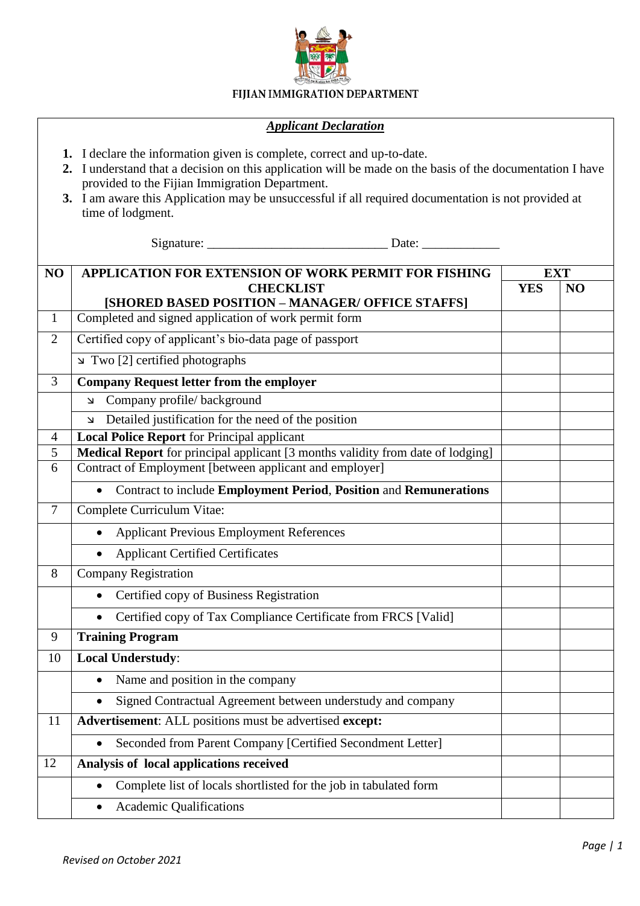FIJIAN IMMIGRATION DEPARTMENT

***Applicant Declaration***

1. I declare the information given is complete, correct and up-to-date.
2. I understand that a decision on this application will be made on the basis of the documentation I have provided to the Fijian Immigration Department.
3. I am aware this Application may be unsuccessful if all required documentation is not provided at time of lodgment.

Signature: ____________________________ Date: ____________

| NO | APPLICATION FOR EXTENSION OF WORK PERMIT FOR FISHING CHECKLIST [SHORED BASED POSITION – MANAGER/ OFFICE STAFFS] | EXT | |
|---|---|---|---|
| | | YES | NO |
| 1 | Completed and signed application of work permit form | | |
| 2 | Certified copy of applicant's bio-data page of passport | | |
| | ↘ Two [2] certified photographs | | |
| 3 | **Company Request letter from the employer** | | |
| | ↘ Company profile/ background | | |
| | ↘ Detailed justification for the need of the position | | |
| 4 | **Local Police Report** for Principal applicant | | |
| 5 | **Medical Report** for principal applicant [3 months validity from date of lodging] | | |
| 6 | Contract of Employment [between applicant and employer] | | |
| | • Contract to include **Employment Period**, **Position** and **Remunerations** | | |
| 7 | Complete Curriculum Vitae: | | |
| | • Applicant Previous Employment References | | |
| | • Applicant Certified Certificates | | |
| 8 | Company Registration | | |
| | • Certified copy of Business Registration | | |
| | • Certified copy of Tax Compliance Certificate from FRCS [Valid] | | |
| 9 | **Training Program** | | |
| 10 | **Local Understudy**: | | |
| | • Name and position in the company | | |
| | • Signed Contractual Agreement between understudy and company | | |
| 11 | **Advertisement**: ALL positions must be advertised **except:** | | |
| | • Seconded from Parent Company [Certified Secondment Letter] | | |
| 12 | **Analysis of local applications received** | | |
| | • Complete list of locals shortlisted for the job in tabulated form | | |
| | • Academic Qualifications | | |

*Revised on October 2021*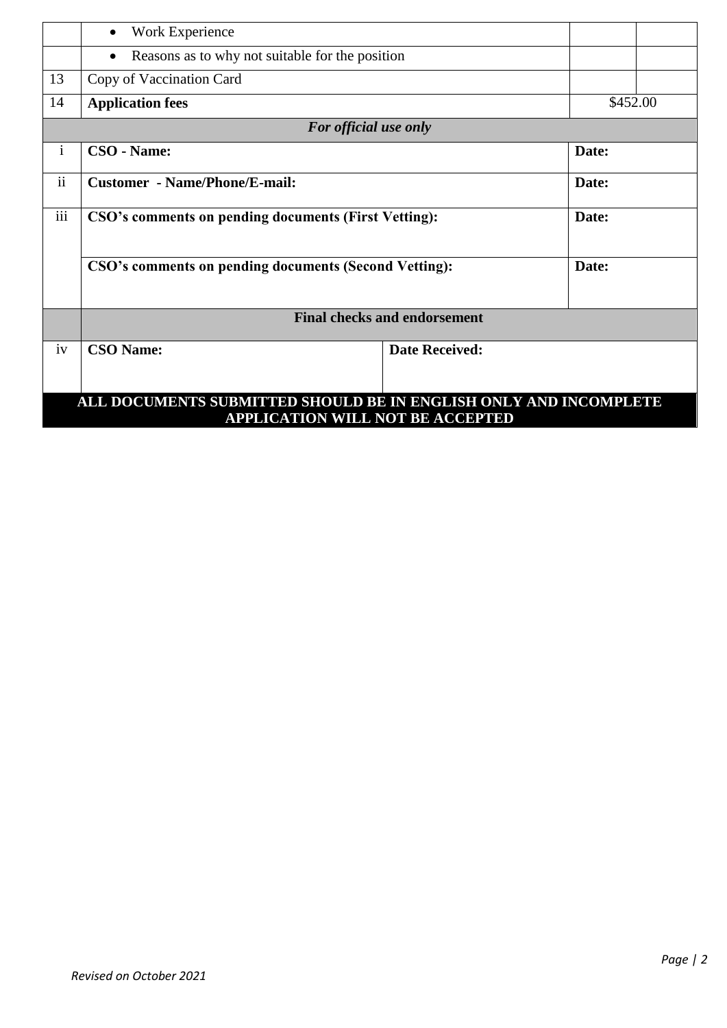| | | | | |
|---|---|---|---|---|
| | • Work Experience | | | |
| | • Reasons as to why not suitable for the position | | | |
| 13 | Copy of Vaccination Card | | | |
| 14 | **Application fees** | | $452.00 | |
| | ***For official use only*** | | | |
| i | **CSO - Name:** | | **Date:** | |
| ii | **Customer - Name/Phone/E-mail:** | | **Date:** | |
| iii | **CSO's comments on pending documents (First Vetting):** | | **Date:** | |
| | **CSO's comments on pending documents (Second Vetting):** | | **Date:** | |
| | **Final checks and endorsement** | | | |
| iv | **CSO Name:** | **Date Received:** | | |

**ALL DOCUMENTS SUBMITTED SHOULD BE IN ENGLISH ONLY AND INCOMPLETE APPLICATION WILL NOT BE ACCEPTED**

*Revised on October 2021*